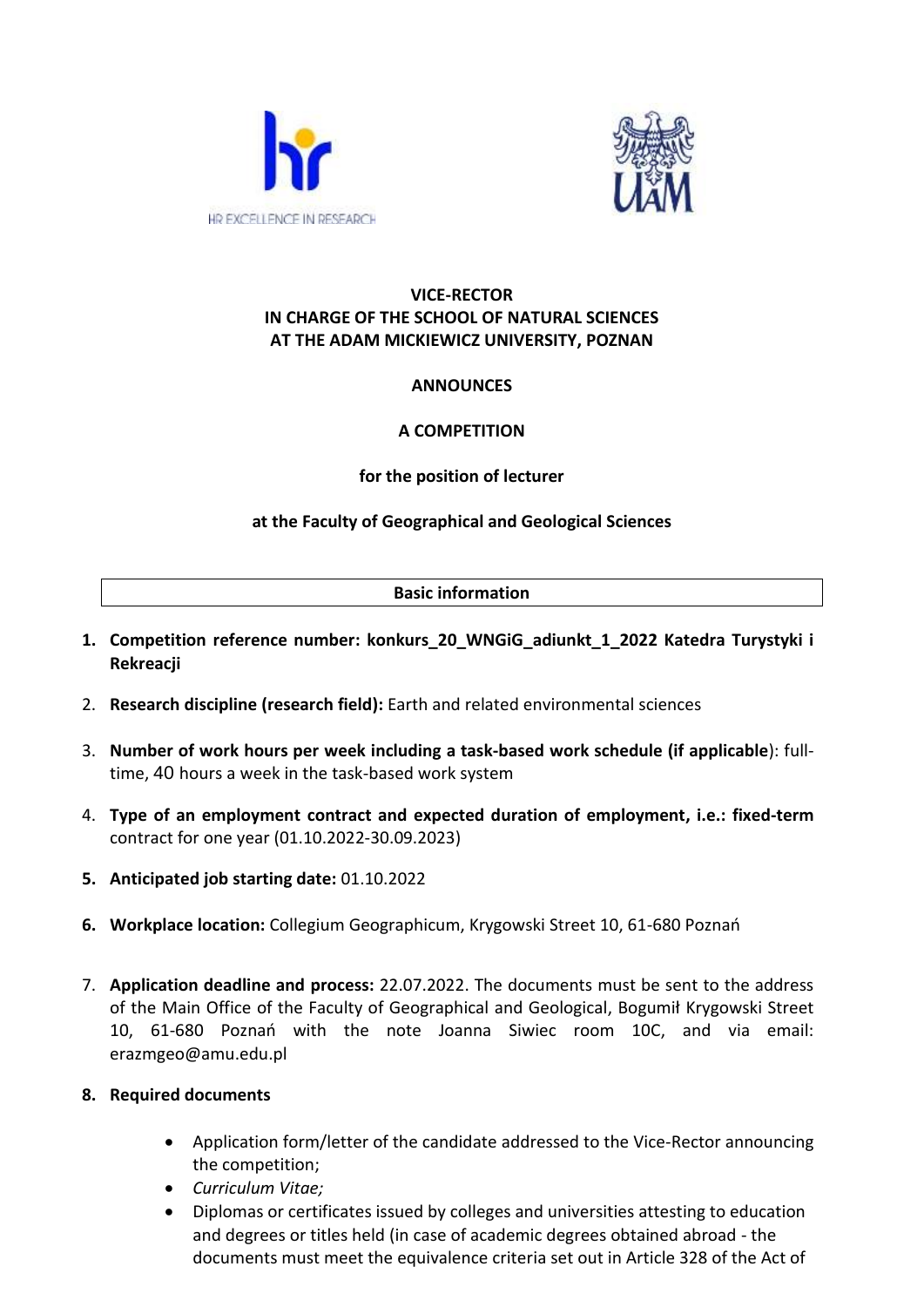**VICE-RECTOR**
**IN CHARGE OF THE SCHOOL OF NATURAL SCIENCES**
**AT THE ADAM MICKIEWICZ UNIVERSITY, POZNAN**

**ANNOUNCES**

**A COMPETITION**

**for the position of lecturer**

**at the Faculty of Geographical and Geological Sciences**

| Basic information |
|---|

1. **Competition reference number: konkurs_20_WNGiG_adiunkt_1_2022 Katedra Turystyki i Rekreacji**
2. **Research discipline (research field):** Earth and related environmental sciences
3. **Number of work hours per week including a task-based work schedule (if applicable)**: full-time, 40 hours a week in the task-based work system
4. **Type of an employment contract and expected duration of employment, i.e.: fixed-term** contract for one year (01.10.2022-30.09.2023)
5. **Anticipated job starting date:** 01.10.2022
6. **Workplace location:** Collegium Geographicum, Krygowski Street 10, 61-680 Poznań
7. **Application deadline and process:** 22.07.2022. The documents must be sent to the address of the Main Office of the Faculty of Geographical and Geological, Bogumił Krygowski Street 10, 61-680 Poznań with the note Joanna Siwiec room 10C, and via email: erazmgeo@amu.edu.pl
8. **Required documents**
   - Application form/letter of the candidate addressed to the Vice-Rector announcing the competition;
   - *Curriculum Vitae;*
   - Diplomas or certificates issued by colleges and universities attesting to education and degrees or titles held (in case of academic degrees obtained abroad - the documents must meet the equivalence criteria set out in Article 328 of the Act of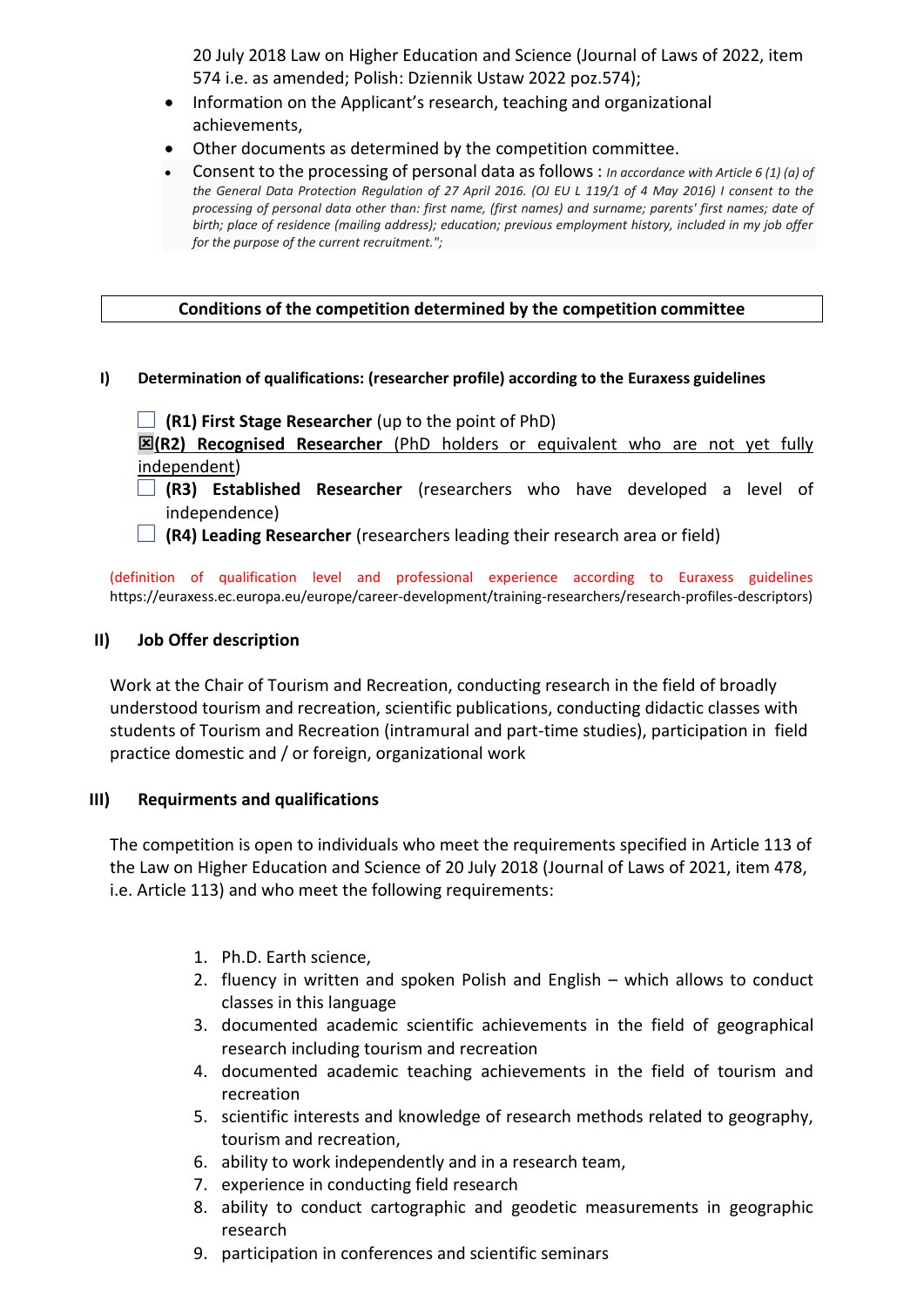20 July 2018 Law on Higher Education and Science (Journal of Laws of 2022, item 574 i.e. as amended; Polish: Dziennik Ustaw 2022 poz.574);

- Information on the Applicant's research, teaching and organizational achievements,
- Other documents as determined by the competition committee.
- Consent to the processing of personal data as follows : *In accordance with Article 6 (1) (a) of the General Data Protection Regulation of 27 April 2016. (OJ EU L 119/1 of 4 May 2016) I consent to the processing of personal data other than: first name, (first names) and surname; parents' first names; date of birth; place of residence (mailing address); education; previous employment history, included in my job offer for the purpose of the current recruitment.";*

**Conditions of the competition determined by the competition committee**

**I) Determination of qualifications: (researcher profile) according to the Euraxess guidelines**

☐ **(R1) First Stage Researcher** (up to the point of PhD)

☒ **(R2) Recognised Researcher** (PhD holders or equivalent who are not yet fully independent)

☐ **(R3) Established Researcher** (researchers who have developed a level of independence)

☐ **(R4) Leading Researcher** (researchers leading their research area or field)

(definition of qualification level and professional experience according to Euraxess guidelines https://euraxess.ec.europa.eu/europe/career-development/training-researchers/research-profiles-descriptors)

**II) Job Offer description**

Work at the Chair of Tourism and Recreation, conducting research in the field of broadly understood tourism and recreation, scientific publications, conducting didactic classes with students of Tourism and Recreation (intramural and part-time studies), participation in field practice domestic and / or foreign, organizational work

**III) Requirments and qualifications**

The competition is open to individuals who meet the requirements specified in Article 113 of the Law on Higher Education and Science of 20 July 2018 (Journal of Laws of 2021, item 478, i.e. Article 113) and who meet the following requirements:

1. Ph.D. Earth science,
2. fluency in written and spoken Polish and English – which allows to conduct classes in this language
3. documented academic scientific achievements in the field of geographical research including tourism and recreation
4. documented academic teaching achievements in the field of tourism and recreation
5. scientific interests and knowledge of research methods related to geography, tourism and recreation,
6. ability to work independently and in a research team,
7. experience in conducting field research
8. ability to conduct cartographic and geodetic measurements in geographic research
9. participation in conferences and scientific seminars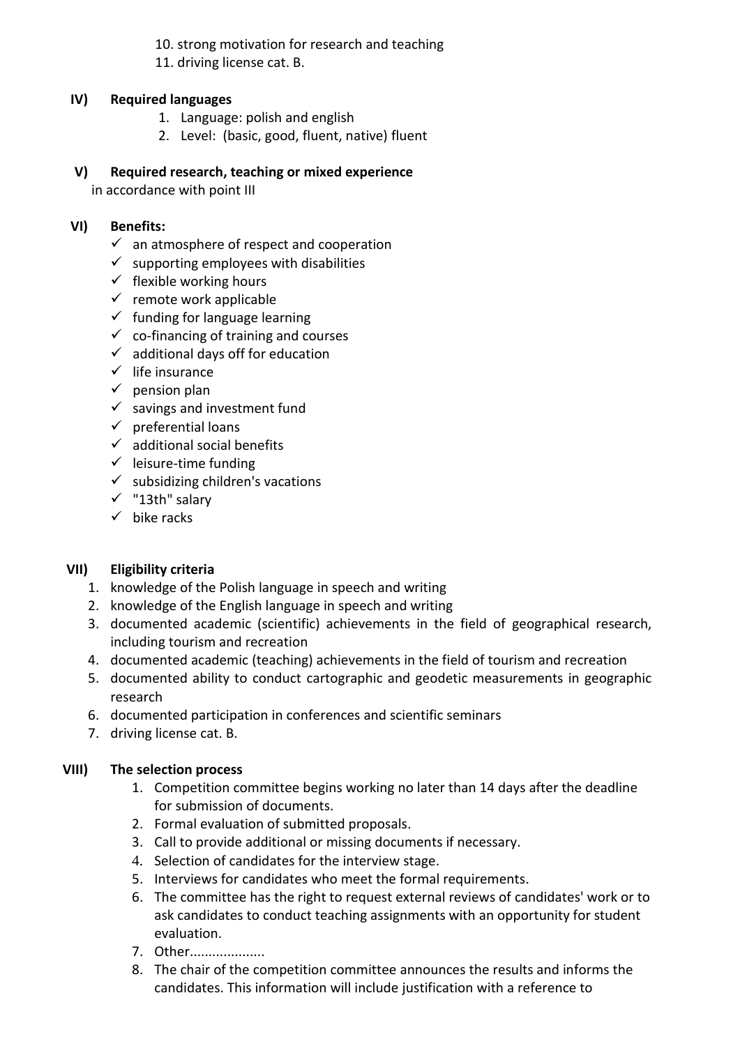10. strong motivation for research and teaching
11. driving license cat. B.

## IV) Required languages

1. Language: polish and english
2. Level: (basic, good, fluent, native) fluent

## V) Required research, teaching or mixed experience

in accordance with point III

## VI) Benefits:

- ✓ an atmosphere of respect and cooperation
- ✓ supporting employees with disabilities
- ✓ flexible working hours
- ✓ remote work applicable
- ✓ funding for language learning
- ✓ co-financing of training and courses
- ✓ additional days off for education
- ✓ life insurance
- ✓ pension plan
- ✓ savings and investment fund
- ✓ preferential loans
- ✓ additional social benefits
- ✓ leisure-time funding
- ✓ subsidizing children's vacations
- ✓ "13th" salary
- ✓ bike racks

## VII) Eligibility criteria

1. knowledge of the Polish language in speech and writing
2. knowledge of the English language in speech and writing
3. documented academic (scientific) achievements in the field of geographical research, including tourism and recreation
4. documented academic (teaching) achievements in the field of tourism and recreation
5. documented ability to conduct cartographic and geodetic measurements in geographic research
6. documented participation in conferences and scientific seminars
7. driving license cat. B.

## VIII) The selection process

1. Competition committee begins working no later than 14 days after the deadline for submission of documents.
2. Formal evaluation of submitted proposals.
3. Call to provide additional or missing documents if necessary.
4. Selection of candidates for the interview stage.
5. Interviews for candidates who meet the formal requirements.
6. The committee has the right to request external reviews of candidates' work or to ask candidates to conduct teaching assignments with an opportunity for student evaluation.
7. Other...................
8. The chair of the competition committee announces the results and informs the candidates. This information will include justification with a reference to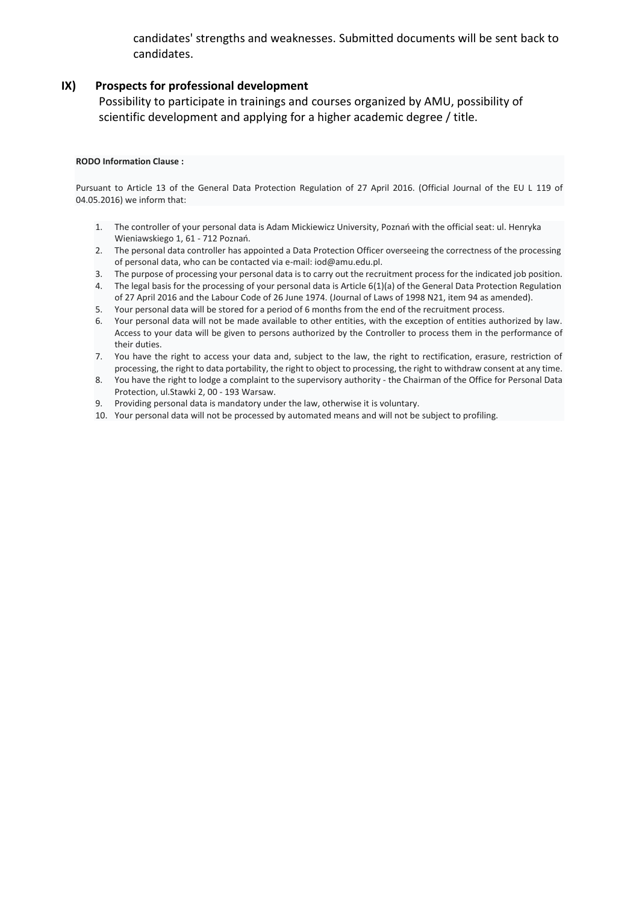candidates' strengths and weaknesses. Submitted documents will be sent back to candidates.

## IX) Prospects for professional development

Possibility to participate in trainings and courses organized by AMU, possibility of scientific development and applying for a higher academic degree / title.

**RODO Information Clause :**

Pursuant to Article 13 of the General Data Protection Regulation of 27 April 2016. (Official Journal of the EU L 119 of 04.05.2016) we inform that:

1. The controller of your personal data is Adam Mickiewicz University, Poznań with the official seat: ul. Henryka Wieniawskiego 1, 61 - 712 Poznań.
2. The personal data controller has appointed a Data Protection Officer overseeing the correctness of the processing of personal data, who can be contacted via e-mail: iod@amu.edu.pl.
3. The purpose of processing your personal data is to carry out the recruitment process for the indicated job position.
4. The legal basis for the processing of your personal data is Article 6(1)(a) of the General Data Protection Regulation of 27 April 2016 and the Labour Code of 26 June 1974. (Journal of Laws of 1998 N21, item 94 as amended).
5. Your personal data will be stored for a period of 6 months from the end of the recruitment process.
6. Your personal data will not be made available to other entities, with the exception of entities authorized by law. Access to your data will be given to persons authorized by the Controller to process them in the performance of their duties.
7. You have the right to access your data and, subject to the law, the right to rectification, erasure, restriction of processing, the right to data portability, the right to object to processing, the right to withdraw consent at any time.
8. You have the right to lodge a complaint to the supervisory authority - the Chairman of the Office for Personal Data Protection, ul.Stawki 2, 00 - 193 Warsaw.
9. Providing personal data is mandatory under the law, otherwise it is voluntary.
10. Your personal data will not be processed by automated means and will not be subject to profiling.